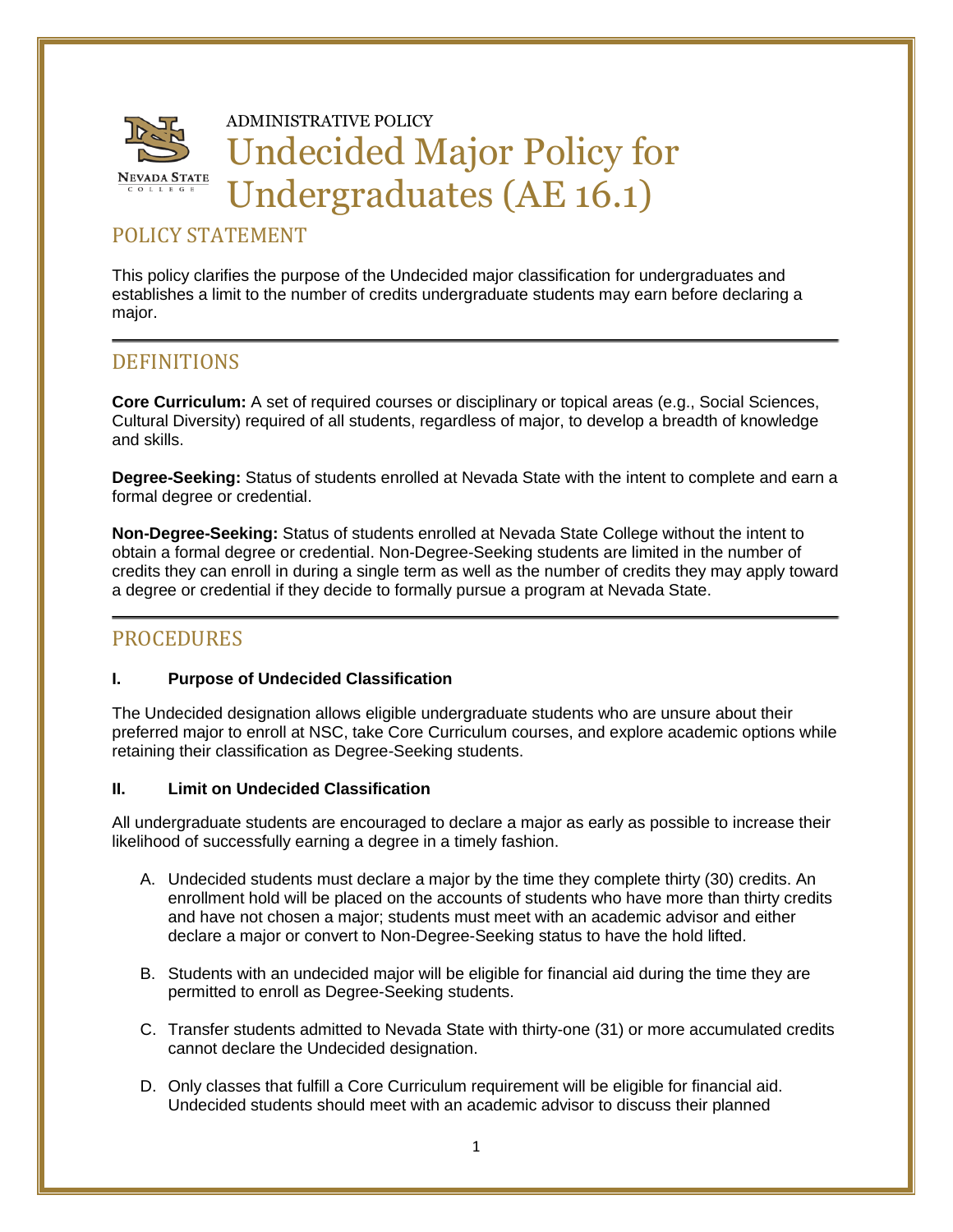ADMINISTRATIVE POLICY

# Undecided Major Policy for Undergraduates (AE 16.1)

## POLICY STATEMENT

This policy clarifies the purpose of the Undecided major classification for undergraduates and establishes a limit to the number of credits undergraduate students may earn before declaring a major.

## DEFINITIONS

**Core Curriculum:** A set of required courses or disciplinary or topical areas (e.g., Social Sciences, Cultural Diversity) required of all students, regardless of major, to develop a breadth of knowledge and skills.

**Degree-Seeking:** Status of students enrolled at Nevada State with the intent to complete and earn a formal degree or credential.

**Non-Degree-Seeking:** Status of students enrolled at Nevada State College without the intent to obtain a formal degree or credential. Non-Degree-Seeking students are limited in the number of credits they can enroll in during a single term as well as the number of credits they may apply toward a degree or credential if they decide to formally pursue a program at Nevada State.

## PROCEDURES

### I. Purpose of Undecided Classification

The Undecided designation allows eligible undergraduate students who are unsure about their preferred major to enroll at NSC, take Core Curriculum courses, and explore academic options while retaining their classification as Degree-Seeking students.

### II. Limit on Undecided Classification

All undergraduate students are encouraged to declare a major as early as possible to increase their likelihood of successfully earning a degree in a timely fashion.

A. Undecided students must declare a major by the time they complete thirty (30) credits. An enrollment hold will be placed on the accounts of students who have more than thirty credits and have not chosen a major; students must meet with an academic advisor and either declare a major or convert to Non-Degree-Seeking status to have the hold lifted.

B. Students with an undecided major will be eligible for financial aid during the time they are permitted to enroll as Degree-Seeking students.

C. Transfer students admitted to Nevada State with thirty-one (31) or more accumulated credits cannot declare the Undecided designation.

D. Only classes that fulfill a Core Curriculum requirement will be eligible for financial aid. Undecided students should meet with an academic advisor to discuss their planned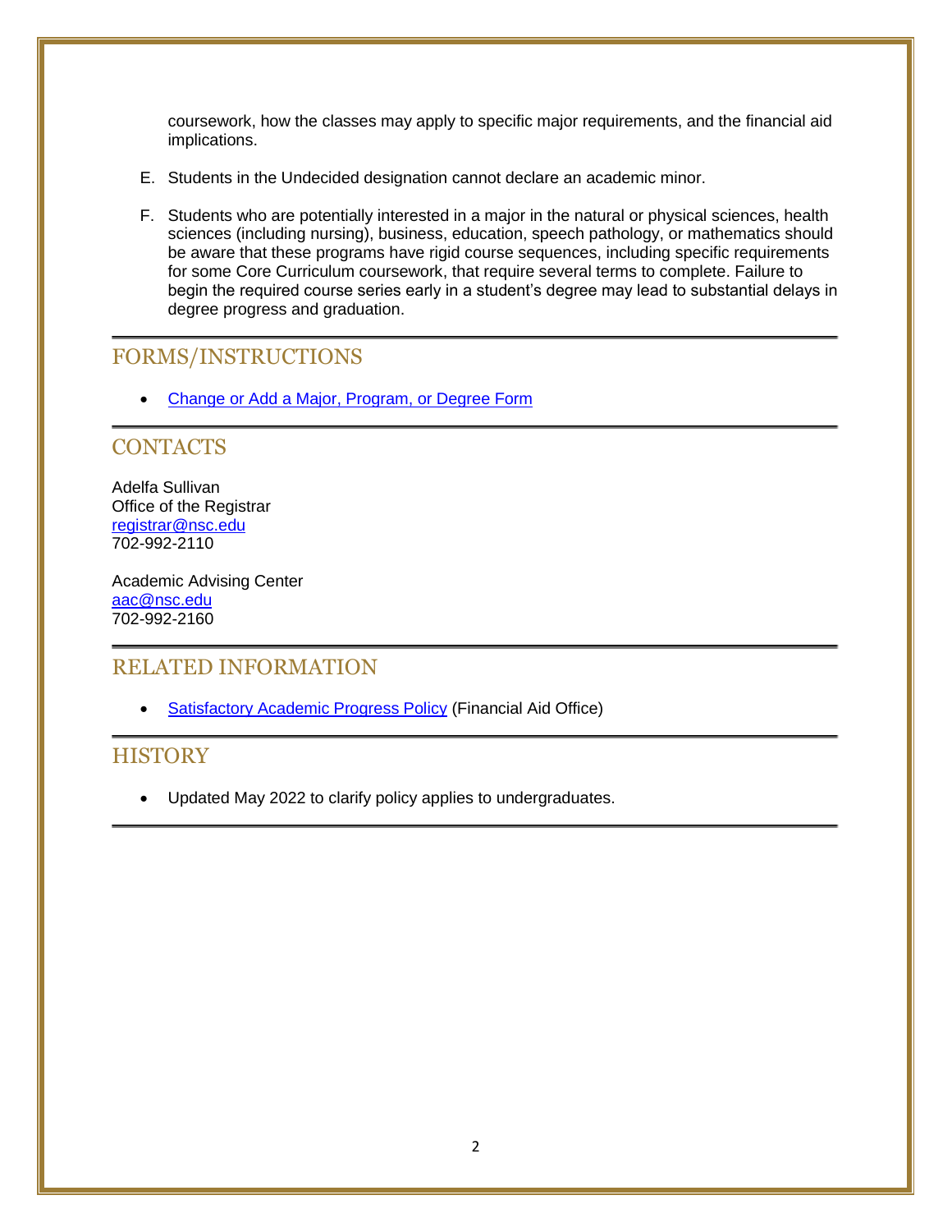coursework, how the classes may apply to specific major requirements, and the financial aid implications.

E. Students in the Undecided designation cannot declare an academic minor.

F. Students who are potentially interested in a major in the natural or physical sciences, health sciences (including nursing), business, education, speech pathology, or mathematics should be aware that these programs have rigid course sequences, including specific requirements for some Core Curriculum coursework, that require several terms to complete. Failure to begin the required course series early in a student's degree may lead to substantial delays in degree progress and graduation.

## FORMS/INSTRUCTIONS

- Change or Add a Major, Program, or Degree Form

## CONTACTS

Adelfa Sullivan
Office of the Registrar
registrar@nsc.edu
702-992-2110

Academic Advising Center
aac@nsc.edu
702-992-2160

## RELATED INFORMATION

- Satisfactory Academic Progress Policy (Financial Aid Office)

## HISTORY

- Updated May 2022 to clarify policy applies to undergraduates.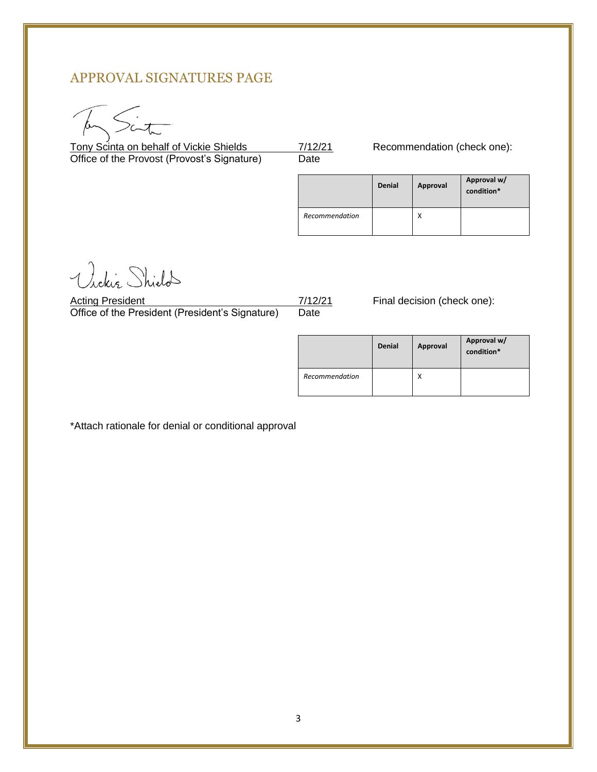## APPROVAL SIGNATURES PAGE

Tony Scinta on behalf of Vickie Shields
Office of the Provost (Provost's Signature)

7/12/21
Date

Recommendation (check one):

| | Denial | Approval | Approval w/ condition* |
|---|---|---|---|
| *Recommendation* | | X | |

Acting President
Office of the President (President's Signature)

7/12/21
Date

Final decision (check one):

| | Denial | Approval | Approval w/ condition* |
|---|---|---|---|
| *Recommendation* | | X | |

*Attach rationale for denial or conditional approval